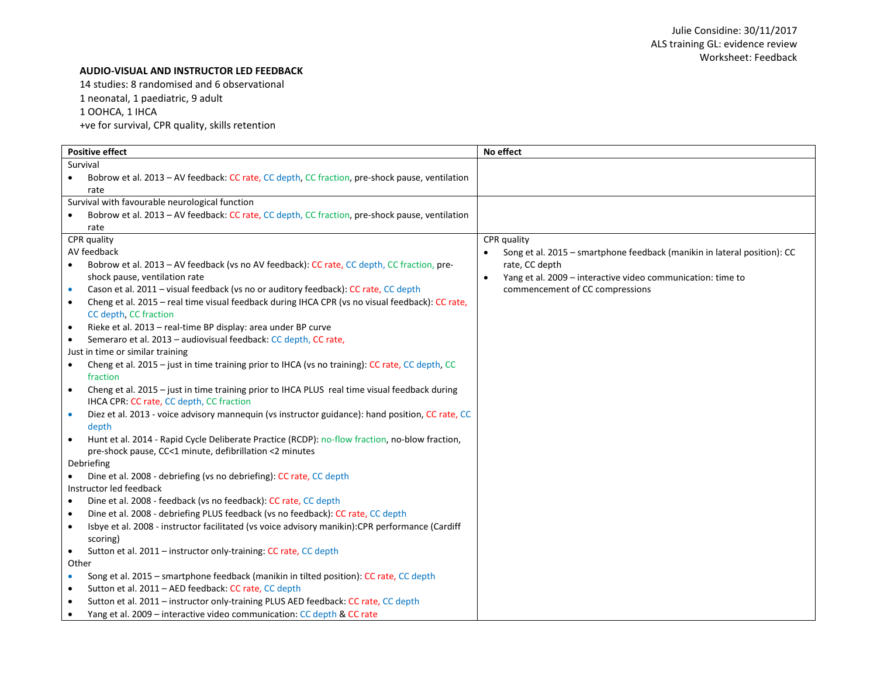Julie Considine: 30/11/2017
ALS training GL: evidence review
Worksheet: Feedback

**AUDIO-VISUAL AND INSTRUCTOR LED FEEDBACK**

14 studies: 8 randomised and 6 observational
1 neonatal, 1 paediatric, 9 adult
1 OOHCA, 1 IHCA
+ve for survival, CPR quality, skills retention

| **Positive effect** | **No effect** |
|---|---|
| Survival<br>• Bobrow et al. 2013 – AV feedback: CC rate, CC depth, CC fraction, pre-shock pause, ventilation rate | |
| Survival with favourable neurological function<br>• Bobrow et al. 2013 – AV feedback: CC rate, CC depth, CC fraction, pre-shock pause, ventilation rate | |
| CPR quality<br>AV feedback<br>• Bobrow et al. 2013 – AV feedback (vs no AV feedback): CC rate, CC depth, CC fraction, pre-shock pause, ventilation rate<br>• Cason et al. 2011 – visual feedback (vs no or auditory feedback): CC rate, CC depth<br>• Cheng et al. 2015 – real time visual feedback during IHCA CPR (vs no visual feedback): CC rate, CC depth, CC fraction<br>• Rieke et al. 2013 – real-time BP display: area under BP curve<br>• Semeraro et al. 2013 – audiovisual feedback: CC depth, CC rate,<br>Just in time or similar training<br>• Cheng et al. 2015 – just in time training prior to IHCA (vs no training): CC rate, CC depth, CC fraction<br>• Cheng et al. 2015 – just in time training prior to IHCA PLUS real time visual feedback during IHCA CPR: CC rate, CC depth, CC fraction<br>• Diez et al. 2013 - voice advisory mannequin (vs instructor guidance): hand position, CC rate, CC depth<br>• Hunt et al. 2014 - Rapid Cycle Deliberate Practice (RCDP): no-flow fraction, no-blow fraction, pre-shock pause, CC<1 minute, defibrillation <2 minutes<br>Debriefing<br>• Dine et al. 2008 - debriefing (vs no debriefing): CC rate, CC depth<br>Instructor led feedback<br>• Dine et al. 2008 - feedback (vs no feedback): CC rate, CC depth<br>• Dine et al. 2008 - debriefing PLUS feedback (vs no feedback): CC rate, CC depth<br>• Isbye et al. 2008 - instructor facilitated (vs voice advisory manikin):CPR performance (Cardiff scoring)<br>• Sutton et al. 2011 – instructor only-training: CC rate, CC depth<br>Other<br>• Song et al. 2015 – smartphone feedback (manikin in tilted position): CC rate, CC depth<br>• Sutton et al. 2011 – AED feedback: CC rate, CC depth<br>• Sutton et al. 2011 – instructor only-training PLUS AED feedback: CC rate, CC depth<br>• Yang et al. 2009 – interactive video communication: CC depth & CC rate | CPR quality<br>• Song et al. 2015 – smartphone feedback (manikin in lateral position): CC rate, CC depth<br>• Yang et al. 2009 – interactive video communication: time to commencement of CC compressions |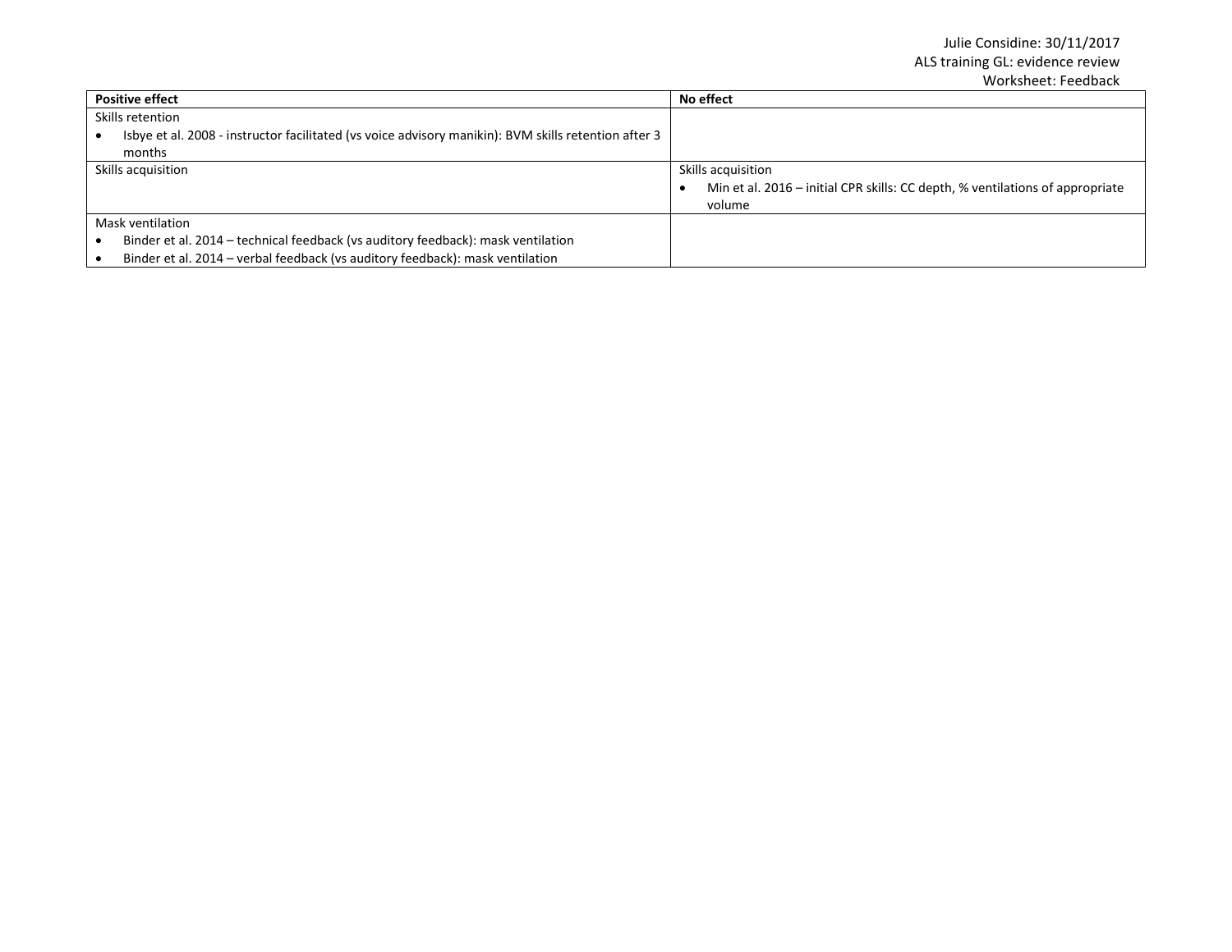| Positive effect | No effect |
|---|---|
| Skills retention<br>• Isbye et al. 2008 - instructor facilitated (vs voice advisory manikin): BVM skills retention after 3 months | |
| Skills acquisition | Skills acquisition<br>• Min et al. 2016 – initial CPR skills: CC depth, % ventilations of appropriate volume |
| Mask ventilation<br>• Binder et al. 2014 – technical feedback (vs auditory feedback): mask ventilation<br>• Binder et al. 2014 – verbal feedback (vs auditory feedback): mask ventilation | |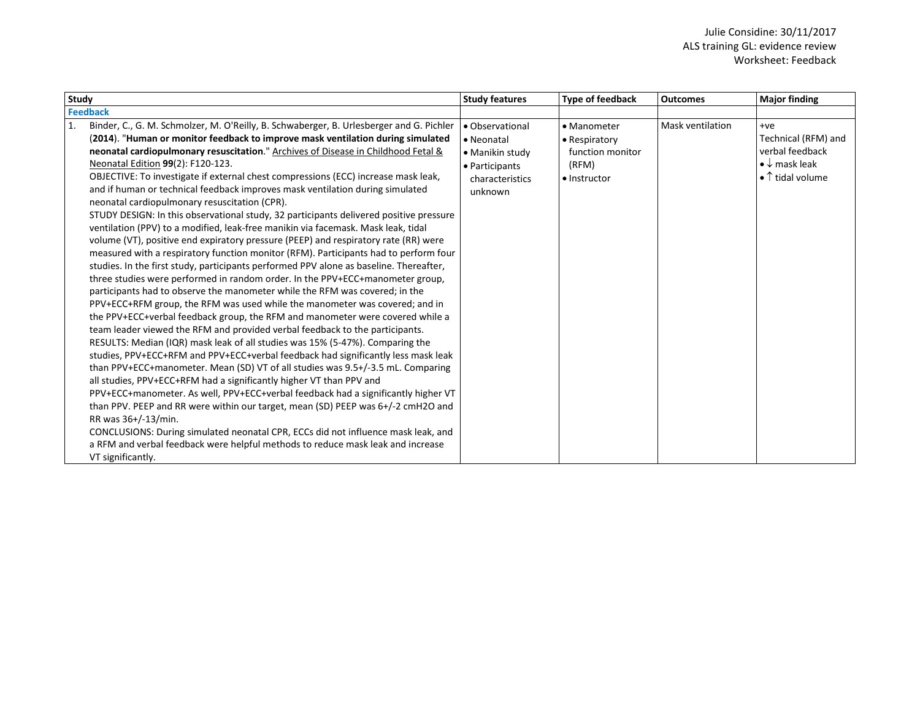| Study | Study features | Type of feedback | Outcomes | Major finding |
|---|---|---|---|---|
| **Feedback** | | | | |
| 1. Binder, C., G. M. Schmolzer, M. O'Reilly, B. Schwaberger, B. Urlesberger and G. Pichler (**2014**). "**Human or monitor feedback to improve mask ventilation during simulated neonatal cardiopulmonary resuscitation**." Archives of Disease in Childhood Fetal & Neonatal Edition **99**(2): F120-123.<br>OBJECTIVE: To investigate if external chest compressions (ECC) increase mask leak, and if human or technical feedback improves mask ventilation during simulated neonatal cardiopulmonary resuscitation (CPR).<br>STUDY DESIGN: In this observational study, 32 participants delivered positive pressure ventilation (PPV) to a modified, leak-free manikin via facemask. Mask leak, tidal volume (VT), positive end expiratory pressure (PEEP) and respiratory rate (RR) were measured with a respiratory function monitor (RFM). Participants had to perform four studies. In the first study, participants performed PPV alone as baseline. Thereafter, three studies were performed in random order. In the PPV+ECC+manometer group, participants had to observe the manometer while the RFM was covered; in the PPV+ECC+RFM group, the RFM was used while the manometer was covered; and in the PPV+ECC+verbal feedback group, the RFM and manometer were covered while a team leader viewed the RFM and provided verbal feedback to the participants.<br>RESULTS: Median (IQR) mask leak of all studies was 15% (5-47%). Comparing the studies, PPV+ECC+RFM and PPV+ECC+verbal feedback had significantly less mask leak than PPV+ECC+manometer. Mean (SD) VT of all studies was 9.5+/-3.5 mL. Comparing all studies, PPV+ECC+RFM had a significantly higher VT than PPV and PPV+ECC+manometer. As well, PPV+ECC+verbal feedback had a significantly higher VT than PPV. PEEP and RR were within our target, mean (SD) PEEP was 6+/-2 cmH2O and RR was 36+/-13/min.<br>CONCLUSIONS: During simulated neonatal CPR, ECCs did not influence mask leak, and a RFM and verbal feedback were helpful methods to reduce mask leak and increase VT significantly. | • Observational<br>• Neonatal<br>• Manikin study<br>• Participants characteristics unknown | • Manometer<br>• Respiratory function monitor (RFM)<br>• Instructor | Mask ventilation | +ve<br>Technical (RFM) and verbal feedback<br>• ↓ mask leak<br>• ↑ tidal volume |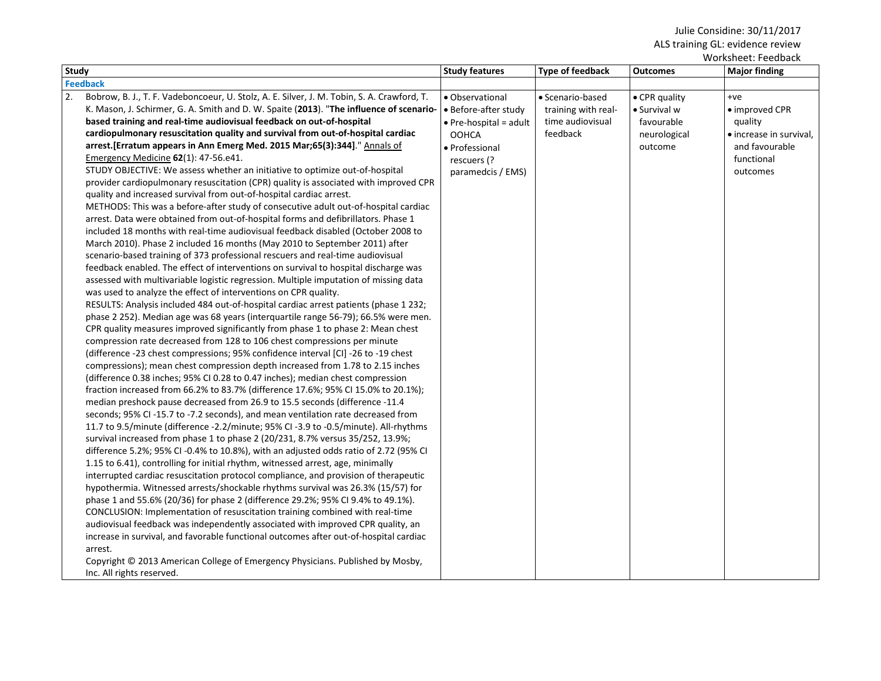Julie Considine: 30/11/2017
ALS training GL: evidence review
Worksheet: Feedback

| Study | Study features | Type of feedback | Outcomes | Major finding |
|---|---|---|---|---|
| **Feedback** | | | | |
| 2. Bobrow, B. J., T. F. Vadeboncoeur, U. Stolz, A. E. Silver, J. M. Tobin, S. A. Crawford, T. K. Mason, J. Schirmer, G. A. Smith and D. W. Spaite (**2013**). "**The influence of scenario-based training and real-time audiovisual feedback on out-of-hospital cardiopulmonary resuscitation quality and survival from out-of-hospital cardiac arrest.[Erratum appears in Ann Emerg Med. 2015 Mar;65(3):344]**." Annals of Emergency Medicine **62**(1): 47-56.e41.<br>STUDY OBJECTIVE: We assess whether an initiative to optimize out-of-hospital provider cardiopulmonary resuscitation (CPR) quality is associated with improved CPR quality and increased survival from out-of-hospital cardiac arrest.<br>METHODS: This was a before-after study of consecutive adult out-of-hospital cardiac arrest. Data were obtained from out-of-hospital forms and defibrillators. Phase 1 included 18 months with real-time audiovisual feedback disabled (October 2008 to March 2010). Phase 2 included 16 months (May 2010 to September 2011) after scenario-based training of 373 professional rescuers and real-time audiovisual feedback enabled. The effect of interventions on survival to hospital discharge was assessed with multivariable logistic regression. Multiple imputation of missing data was used to analyze the effect of interventions on CPR quality.<br>RESULTS: Analysis included 484 out-of-hospital cardiac arrest patients (phase 1 232; phase 2 252). Median age was 68 years (interquartile range 56-79); 66.5% were men. CPR quality measures improved significantly from phase 1 to phase 2: Mean chest compression rate decreased from 128 to 106 chest compressions per minute (difference -23 chest compressions; 95% confidence interval [CI] -26 to -19 chest compressions); mean chest compression depth increased from 1.78 to 2.15 inches (difference 0.38 inches; 95% CI 0.28 to 0.47 inches); median chest compression fraction increased from 66.2% to 83.7% (difference 17.6%; 95% CI 15.0% to 20.1%); median preshock pause decreased from 26.9 to 15.5 seconds (difference -11.4 seconds; 95% CI -15.7 to -7.2 seconds), and mean ventilation rate decreased from 11.7 to 9.5/minute (difference -2.2/minute; 95% CI -3.9 to -0.5/minute). All-rhythms survival increased from phase 1 to phase 2 (20/231, 8.7% versus 35/252, 13.9%; difference 5.2%; 95% CI -0.4% to 10.8%), with an adjusted odds ratio of 2.72 (95% CI 1.15 to 6.41), controlling for initial rhythm, witnessed arrest, age, minimally interrupted cardiac resuscitation protocol compliance, and provision of therapeutic hypothermia. Witnessed arrests/shockable rhythms survival was 26.3% (15/57) for phase 1 and 55.6% (20/36) for phase 2 (difference 29.2%; 95% CI 9.4% to 49.1%).<br>CONCLUSION: Implementation of resuscitation training combined with real-time audiovisual feedback was independently associated with improved CPR quality, an increase in survival, and favorable functional outcomes after out-of-hospital cardiac arrest.<br>Copyright © 2013 American College of Emergency Physicians. Published by Mosby, Inc. All rights reserved. | • Observational<br>• Before-after study<br>• Pre-hospital = adult OOHCA<br>• Professional rescuers (? paramedcis / EMS) | • Scenario-based training with real-time audiovisual feedback | • CPR quality<br>• Survival w favourable neurological outcome | +ve<br>• improved CPR quality<br>• increase in survival, and favourable functional outcomes |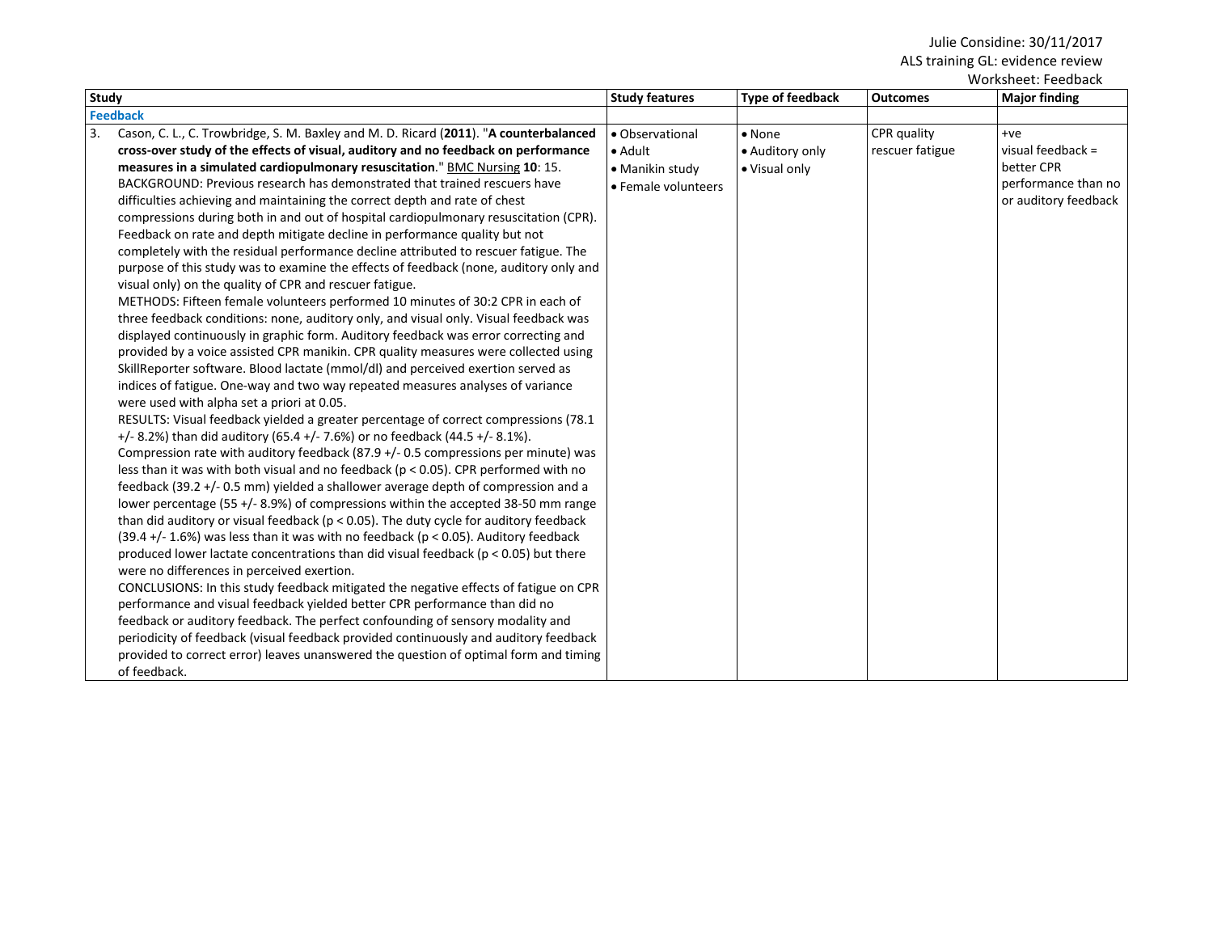| Study | Study features | Type of feedback | Outcomes | Major finding |
|---|---|---|---|---|
| **Feedback** | | | | |
| 3. Cason, C. L., C. Trowbridge, S. M. Baxley and M. D. Ricard (**2011**). "**A counterbalanced cross-over study of the effects of visual, auditory and no feedback on performance measures in a simulated cardiopulmonary resuscitation**." BMC Nursing **10**: 15.<br>BACKGROUND: Previous research has demonstrated that trained rescuers have difficulties achieving and maintaining the correct depth and rate of chest compressions during both in and out of hospital cardiopulmonary resuscitation (CPR). Feedback on rate and depth mitigate decline in performance quality but not completely with the residual performance decline attributed to rescuer fatigue. The purpose of this study was to examine the effects of feedback (none, auditory only and visual only) on the quality of CPR and rescuer fatigue.<br>METHODS: Fifteen female volunteers performed 10 minutes of 30:2 CPR in each of three feedback conditions: none, auditory only, and visual only. Visual feedback was displayed continuously in graphic form. Auditory feedback was error correcting and provided by a voice assisted CPR manikin. CPR quality measures were collected using SkillReporter software. Blood lactate (mmol/dl) and perceived exertion served as indices of fatigue. One-way and two way repeated measures analyses of variance were used with alpha set a priori at 0.05.<br>RESULTS: Visual feedback yielded a greater percentage of correct compressions (78.1 +/- 8.2%) than did auditory (65.4 +/- 7.6%) or no feedback (44.5 +/- 8.1%). Compression rate with auditory feedback (87.9 +/- 0.5 compressions per minute) was less than it was with both visual and no feedback ($p < 0.05$). CPR performed with no feedback (39.2 +/- 0.5 mm) yielded a shallower average depth of compression and a lower percentage (55 +/- 8.9%) of compressions within the accepted 38-50 mm range than did auditory or visual feedback ($p < 0.05$). The duty cycle for auditory feedback (39.4 +/- 1.6%) was less than it was with no feedback ($p < 0.05$). Auditory feedback produced lower lactate concentrations than did visual feedback ($p < 0.05$) but there were no differences in perceived exertion.<br>CONCLUSIONS: In this study feedback mitigated the negative effects of fatigue on CPR performance and visual feedback yielded better CPR performance than did no feedback or auditory feedback. The perfect confounding of sensory modality and periodicity of feedback (visual feedback provided continuously and auditory feedback provided to correct error) leaves unanswered the question of optimal form and timing of feedback. | • Observational<br>• Adult<br>• Manikin study<br>• Female volunteers | • None<br>• Auditory only<br>• Visual only | CPR quality<br>rescuer fatigue | +ve<br>visual feedback = better CPR performance than no or auditory feedback |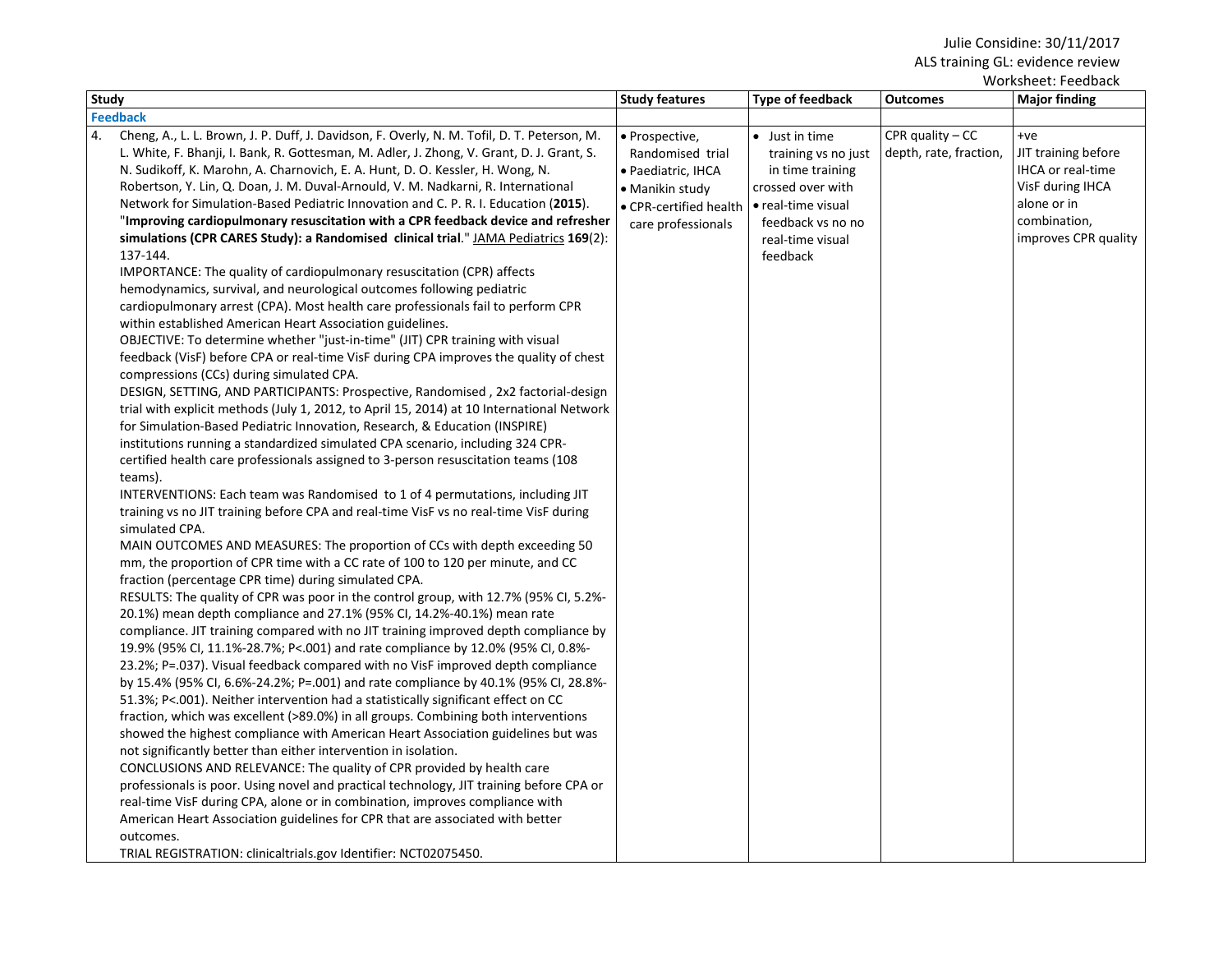| Study | Study features | Type of feedback | Outcomes | Major finding |
|---|---|---|---|---|
| **Feedback** | | | | |
| 4. Cheng, A., L. L. Brown, J. P. Duff, J. Davidson, F. Overly, N. M. Tofil, D. T. Peterson, M. L. White, F. Bhanji, I. Bank, R. Gottesman, M. Adler, J. Zhong, V. Grant, D. J. Grant, S. N. Sudikoff, K. Marohn, A. Charnovich, E. A. Hunt, D. O. Kessler, H. Wong, N. Robertson, Y. Lin, Q. Doan, J. M. Duval-Arnould, V. M. Nadkarni, R. International Network for Simulation-Based Pediatric Innovation and C. P. R. I. Education (**2015**). "**Improving cardiopulmonary resuscitation with a CPR feedback device and refresher simulations (CPR CARES Study): a Randomised clinical trial**." JAMA Pediatrics **169**(2): 137-144.<br>IMPORTANCE: The quality of cardiopulmonary resuscitation (CPR) affects hemodynamics, survival, and neurological outcomes following pediatric cardiopulmonary arrest (CPA). Most health care professionals fail to perform CPR within established American Heart Association guidelines.<br>OBJECTIVE: To determine whether "just-in-time" (JIT) CPR training with visual feedback (VisF) before CPA or real-time VisF during CPA improves the quality of chest compressions (CCs) during simulated CPA.<br>DESIGN, SETTING, AND PARTICIPANTS: Prospective, Randomised , 2x2 factorial-design trial with explicit methods (July 1, 2012, to April 15, 2014) at 10 International Network for Simulation-Based Pediatric Innovation, Research, & Education (INSPIRE) institutions running a standardized simulated CPA scenario, including 324 CPR-certified health care professionals assigned to 3-person resuscitation teams (108 teams).<br>INTERVENTIONS: Each team was Randomised to 1 of 4 permutations, including JIT training vs no JIT training before CPA and real-time VisF vs no real-time VisF during simulated CPA.<br>MAIN OUTCOMES AND MEASURES: The proportion of CCs with depth exceeding 50 mm, the proportion of CPR time with a CC rate of 100 to 120 per minute, and CC fraction (percentage CPR time) during simulated CPA.<br>RESULTS: The quality of CPR was poor in the control group, with 12.7% (95% CI, 5.2%-20.1%) mean depth compliance and 27.1% (95% CI, 14.2%-40.1%) mean rate compliance. JIT training compared with no JIT training improved depth compliance by 19.9% (95% CI, 11.1%-28.7%; P<.001) and rate compliance by 12.0% (95% CI, 0.8%-23.2%; P=.037). Visual feedback compared with no VisF improved depth compliance by 15.4% (95% CI, 6.6%-24.2%; P=.001) and rate compliance by 40.1% (95% CI, 28.8%-51.3%; P<.001). Neither intervention had a statistically significant effect on CC fraction, which was excellent (>89.0%) in all groups. Combining both interventions showed the highest compliance with American Heart Association guidelines but was not significantly better than either intervention in isolation.<br>CONCLUSIONS AND RELEVANCE: The quality of CPR provided by health care professionals is poor. Using novel and practical technology, JIT training before CPA or real-time VisF during CPA, alone or in combination, improves compliance with American Heart Association guidelines for CPR that are associated with better outcomes.<br>TRIAL REGISTRATION: clinicaltrials.gov Identifier: NCT02075450. | • Prospective, Randomised trial<br>• Paediatric, IHCA<br>• Manikin study<br>• CPR-certified health care professionals | • Just in time training vs no just in time training crossed over with<br>• real-time visual feedback vs no no real-time visual feedback | CPR quality – CC depth, rate, fraction, | +ve<br>JIT training before IHCA or real-time VisF during IHCA alone or in combination, improves CPR quality |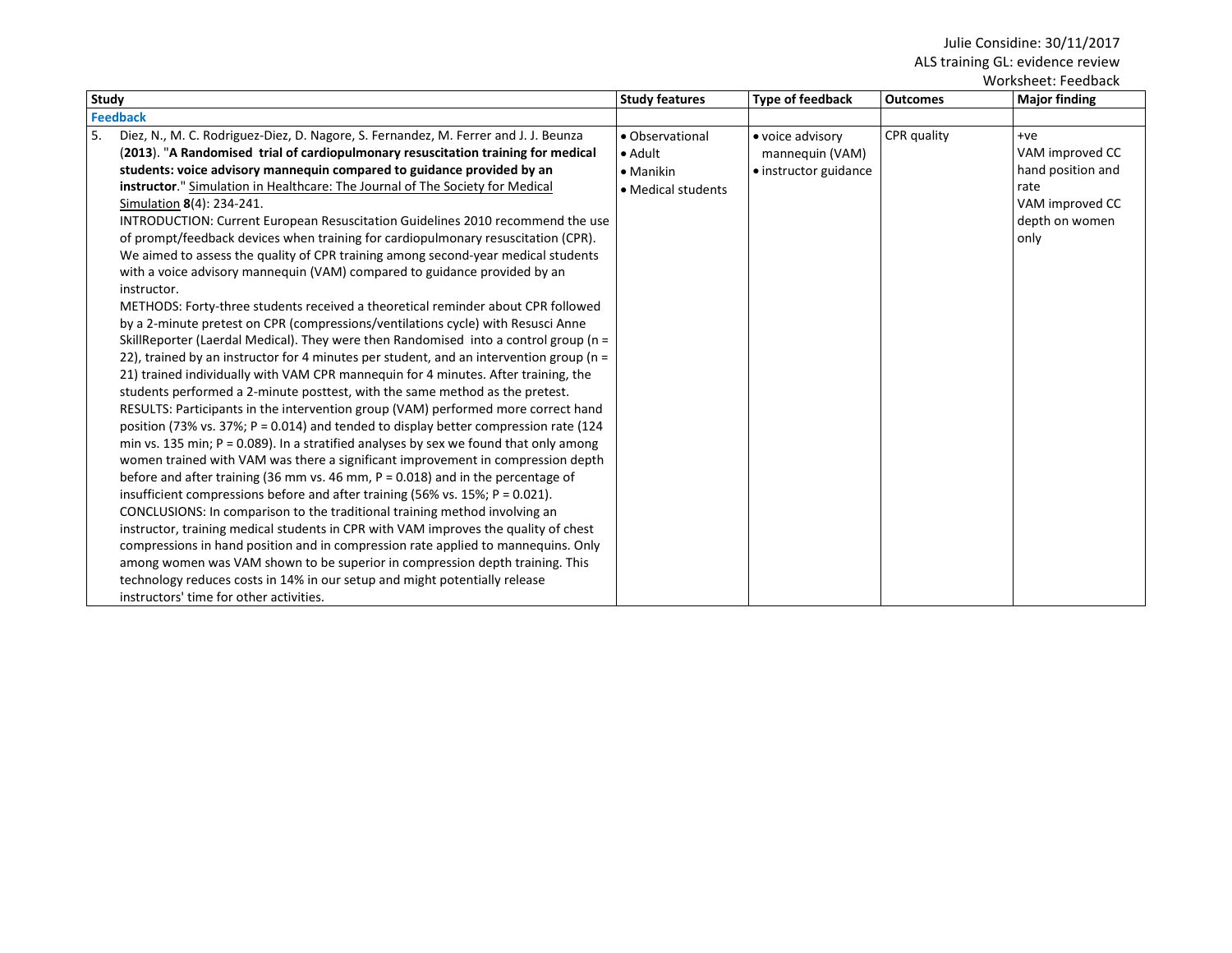| Study | Study features | Type of feedback | Outcomes | Major finding |
|---|---|---|---|---|
| **Feedback** | | | | |
| 5. Diez, N., M. C. Rodriguez-Diez, D. Nagore, S. Fernandez, M. Ferrer and J. J. Beunza (**2013**). "**A Randomised trial of cardiopulmonary resuscitation training for medical students: voice advisory mannequin compared to guidance provided by an instructor**." Simulation in Healthcare: The Journal of The Society for Medical Simulation **8**(4): 234-241.<br>INTRODUCTION: Current European Resuscitation Guidelines 2010 recommend the use of prompt/feedback devices when training for cardiopulmonary resuscitation (CPR). We aimed to assess the quality of CPR training among second-year medical students with a voice advisory mannequin (VAM) compared to guidance provided by an instructor.<br>METHODS: Forty-three students received a theoretical reminder about CPR followed by a 2-minute pretest on CPR (compressions/ventilations cycle) with Resusci Anne SkillReporter (Laerdal Medical). They were then Randomised into a control group (n = 22), trained by an instructor for 4 minutes per student, and an intervention group (n = 21) trained individually with VAM CPR mannequin for 4 minutes. After training, the students performed a 2-minute posttest, with the same method as the pretest.<br>RESULTS: Participants in the intervention group (VAM) performed more correct hand position (73% vs. 37%; P = 0.014) and tended to display better compression rate (124 min vs. 135 min; P = 0.089). In a stratified analyses by sex we found that only among women trained with VAM was there a significant improvement in compression depth before and after training (36 mm vs. 46 mm, P = 0.018) and in the percentage of insufficient compressions before and after training (56% vs. 15%; P = 0.021).<br>CONCLUSIONS: In comparison to the traditional training method involving an instructor, training medical students in CPR with VAM improves the quality of chest compressions in hand position and in compression rate applied to mannequins. Only among women was VAM shown to be superior in compression depth training. This technology reduces costs in 14% in our setup and might potentially release instructors' time for other activities. | • Observational<br>• Adult<br>• Manikin<br>• Medical students | • voice advisory mannequin (VAM)<br>• instructor guidance | CPR quality | +ve<br>VAM improved CC hand position and rate<br>VAM improved CC depth on women only |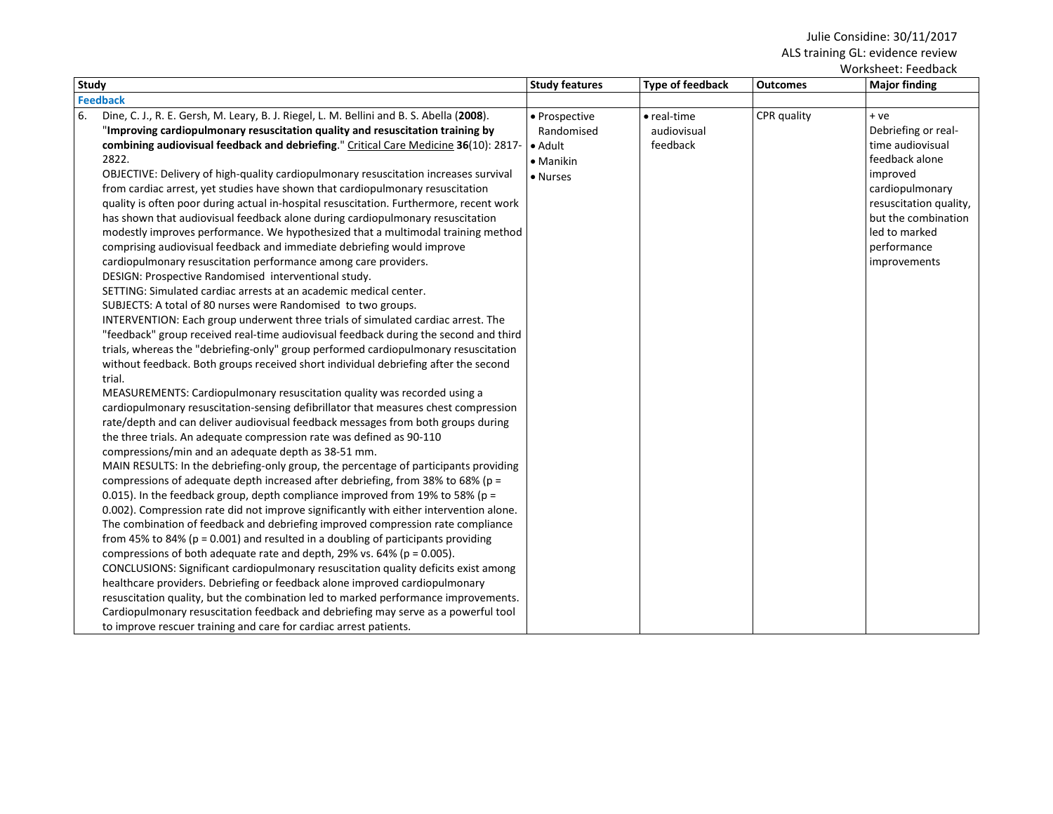| Study | Study features | Type of feedback | Outcomes | Major finding |
|---|---|---|---|---|
| **Feedback** | | | | |
| 6. Dine, C. J., R. E. Gersh, M. Leary, B. J. Riegel, L. M. Bellini and B. S. Abella (**2008**). "**Improving cardiopulmonary resuscitation quality and resuscitation training by combining audiovisual feedback and debriefing**." Critical Care Medicine **36**(10): 2817-2822.<br>OBJECTIVE: Delivery of high-quality cardiopulmonary resuscitation increases survival from cardiac arrest, yet studies have shown that cardiopulmonary resuscitation quality is often poor during actual in-hospital resuscitation. Furthermore, recent work has shown that audiovisual feedback alone during cardiopulmonary resuscitation modestly improves performance. We hypothesized that a multimodal training method comprising audiovisual feedback and immediate debriefing would improve cardiopulmonary resuscitation performance among care providers.<br>DESIGN: Prospective Randomised interventional study.<br>SETTING: Simulated cardiac arrests at an academic medical center.<br>SUBJECTS: A total of 80 nurses were Randomised to two groups.<br>INTERVENTION: Each group underwent three trials of simulated cardiac arrest. The "feedback" group received real-time audiovisual feedback during the second and third trials, whereas the "debriefing-only" group performed cardiopulmonary resuscitation without feedback. Both groups received short individual debriefing after the second trial.<br>MEASUREMENTS: Cardiopulmonary resuscitation quality was recorded using a cardiopulmonary resuscitation-sensing defibrillator that measures chest compression rate/depth and can deliver audiovisual feedback messages from both groups during the three trials. An adequate compression rate was defined as 90-110 compressions/min and an adequate depth as 38-51 mm.<br>MAIN RESULTS: In the debriefing-only group, the percentage of participants providing compressions of adequate depth increased after debriefing, from 38% to 68% ($p = 0.015$). In the feedback group, depth compliance improved from 19% to 58% ($p = 0.002$). Compression rate did not improve significantly with either intervention alone. The combination of feedback and debriefing improved compression rate compliance from 45% to 84% ($p = 0.001$) and resulted in a doubling of participants providing compressions of both adequate rate and depth, 29% vs. 64% ($p = 0.005$).<br>CONCLUSIONS: Significant cardiopulmonary resuscitation quality deficits exist among healthcare providers. Debriefing or feedback alone improved cardiopulmonary resuscitation quality, but the combination led to marked performance improvements. Cardiopulmonary resuscitation feedback and debriefing may serve as a powerful tool to improve rescuer training and care for cardiac arrest patients. | • Prospective Randomised<br>• Adult<br>• Manikin<br>• Nurses | • real-time audiovisual feedback | CPR quality | + ve<br>Debriefing or real-time audiovisual feedback alone improved cardiopulmonary resuscitation quality, but the combination led to marked performance improvements |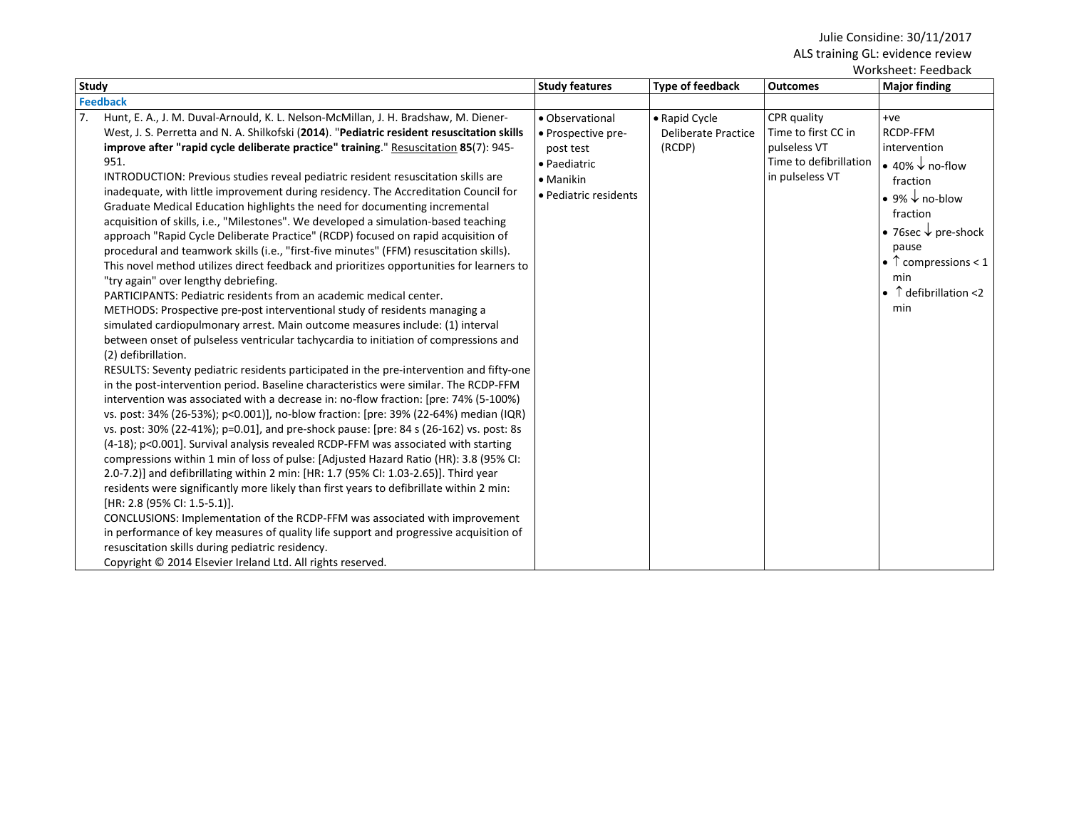| Study | Study features | Type of feedback | Outcomes | Major finding |
|---|---|---|---|---|
| **Feedback** | | | | |
| 7. Hunt, E. A., J. M. Duval-Arnould, K. L. Nelson-McMillan, J. H. Bradshaw, M. Diener-West, J. S. Perretta and N. A. Shilkofski (**2014**). "**Pediatric resident resuscitation skills improve after "rapid cycle deliberate practice" training**." Resuscitation **85**(7): 945-951.<br>INTRODUCTION: Previous studies reveal pediatric resident resuscitation skills are inadequate, with little improvement during residency. The Accreditation Council for Graduate Medical Education highlights the need for documenting incremental acquisition of skills, i.e., "Milestones". We developed a simulation-based teaching approach "Rapid Cycle Deliberate Practice" (RCDP) focused on rapid acquisition of procedural and teamwork skills (i.e., "first-five minutes" (FFM) resuscitation skills). This novel method utilizes direct feedback and prioritizes opportunities for learners to "try again" over lengthy debriefing.<br>PARTICIPANTS: Pediatric residents from an academic medical center.<br>METHODS: Prospective pre-post interventional study of residents managing a simulated cardiopulmonary arrest. Main outcome measures include: (1) interval between onset of pulseless ventricular tachycardia to initiation of compressions and (2) defibrillation.<br>RESULTS: Seventy pediatric residents participated in the pre-intervention and fifty-one in the post-intervention period. Baseline characteristics were similar. The RCDP-FFM intervention was associated with a decrease in: no-flow fraction: [pre: 74% (5-100%) vs. post: 34% (26-53%); p<0.001)], no-blow fraction: [pre: 39% (22-64%) median (IQR) vs. post: 30% (22-41%); p=0.01], and pre-shock pause: [pre: 84 s (26-162) vs. post: 8s (4-18); p<0.001]. Survival analysis revealed RCDP-FFM was associated with starting compressions within 1 min of loss of pulse: [Adjusted Hazard Ratio (HR): 3.8 (95% CI: 2.0-7.2)] and defibrillating within 2 min: [HR: 1.7 (95% CI: 1.03-2.65)]. Third year residents were significantly more likely than first years to defibrillate within 2 min: [HR: 2.8 (95% CI: 1.5-5.1)].<br>CONCLUSIONS: Implementation of the RCDP-FFM was associated with improvement in performance of key measures of quality life support and progressive acquisition of resuscitation skills during pediatric residency.<br>Copyright © 2014 Elsevier Ireland Ltd. All rights reserved. | • Observational<br>• Prospective pre-post test<br>• Paediatric<br>• Manikin<br>• Pediatric residents | • Rapid Cycle Deliberate Practice (RCDP) | CPR quality<br>Time to first CC in pulseless VT<br>Time to defibrillation in pulseless VT | +ve<br>RCDP-FFM intervention<br>• 40% ↓ no-flow fraction<br>• 9% ↓ no-blow fraction<br>• 76sec ↓ pre-shock pause<br>• ↑ compressions < 1 min<br>• ↑ defibrillation <2 min |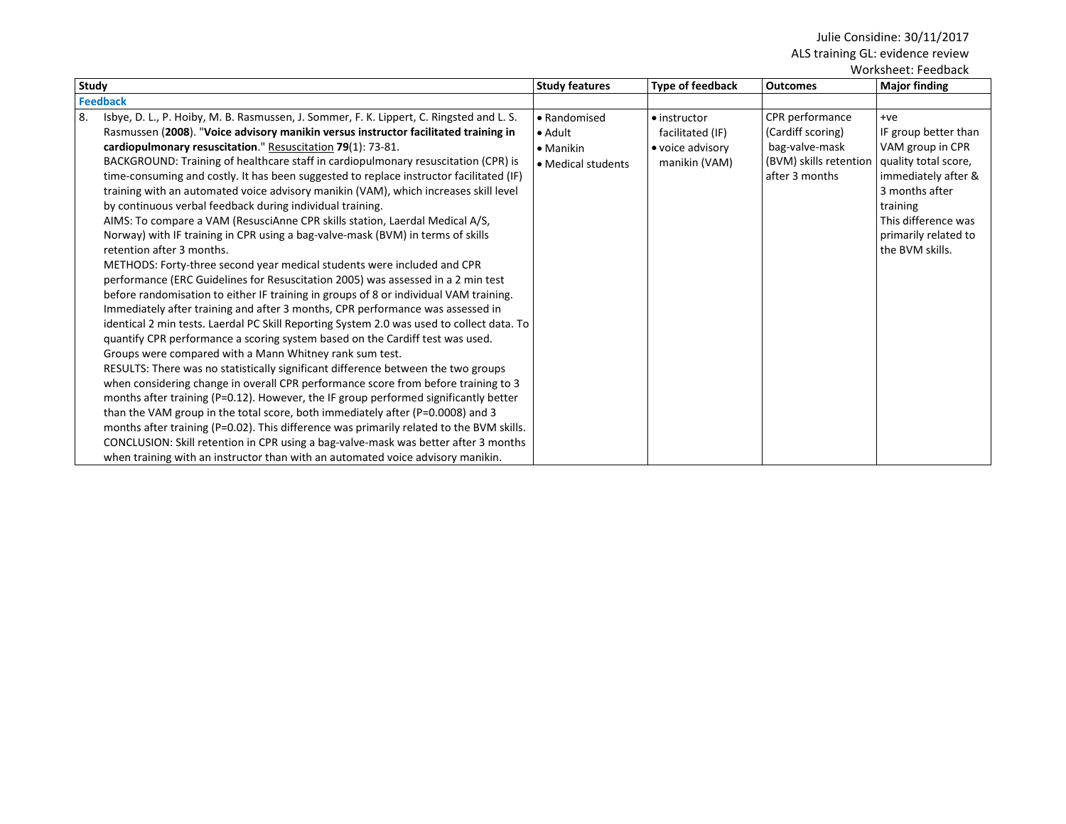| Study | Study features | Type of feedback | Outcomes | Major finding |
|---|---|---|---|---|
| **Feedback** | | | | |
| 8. Isbye, D. L., P. Hoiby, M. B. Rasmussen, J. Sommer, F. K. Lippert, C. Ringsted and L. S. Rasmussen (**2008**). "**Voice advisory manikin versus instructor facilitated training in cardiopulmonary resuscitation**." Resuscitation **79**(1): 73-81. BACKGROUND: Training of healthcare staff in cardiopulmonary resuscitation (CPR) is time-consuming and costly. It has been suggested to replace instructor facilitated (IF) training with an automated voice advisory manikin (VAM), which increases skill level by continuous verbal feedback during individual training. AIMS: To compare a VAM (ResusciAnne CPR skills station, Laerdal Medical A/S, Norway) with IF training in CPR using a bag-valve-mask (BVM) in terms of skills retention after 3 months. METHODS: Forty-three second year medical students were included and CPR performance (ERC Guidelines for Resuscitation 2005) was assessed in a 2 min test before randomisation to either IF training in groups of 8 or individual VAM training. Immediately after training and after 3 months, CPR performance was assessed in identical 2 min tests. Laerdal PC Skill Reporting System 2.0 was used to collect data. To quantify CPR performance a scoring system based on the Cardiff test was used. Groups were compared with a Mann Whitney rank sum test. RESULTS: There was no statistically significant difference between the two groups when considering change in overall CPR performance score from before training to 3 months after training (P=0.12). However, the IF group performed significantly better than the VAM group in the total score, both immediately after (P=0.0008) and 3 months after training (P=0.02). This difference was primarily related to the BVM skills. CONCLUSION: Skill retention in CPR using a bag-valve-mask was better after 3 months when training with an instructor than with an automated voice advisory manikin. | • Randomised<br>• Adult<br>• Manikin<br>• Medical students | • instructor facilitated (IF)<br>• voice advisory manikin (VAM) | CPR performance (Cardiff scoring) bag-valve-mask (BVM) skills retention after 3 months | +ve<br>IF group better than VAM group in CPR quality total score, immediately after & 3 months after training<br>This difference was primarily related to the BVM skills. |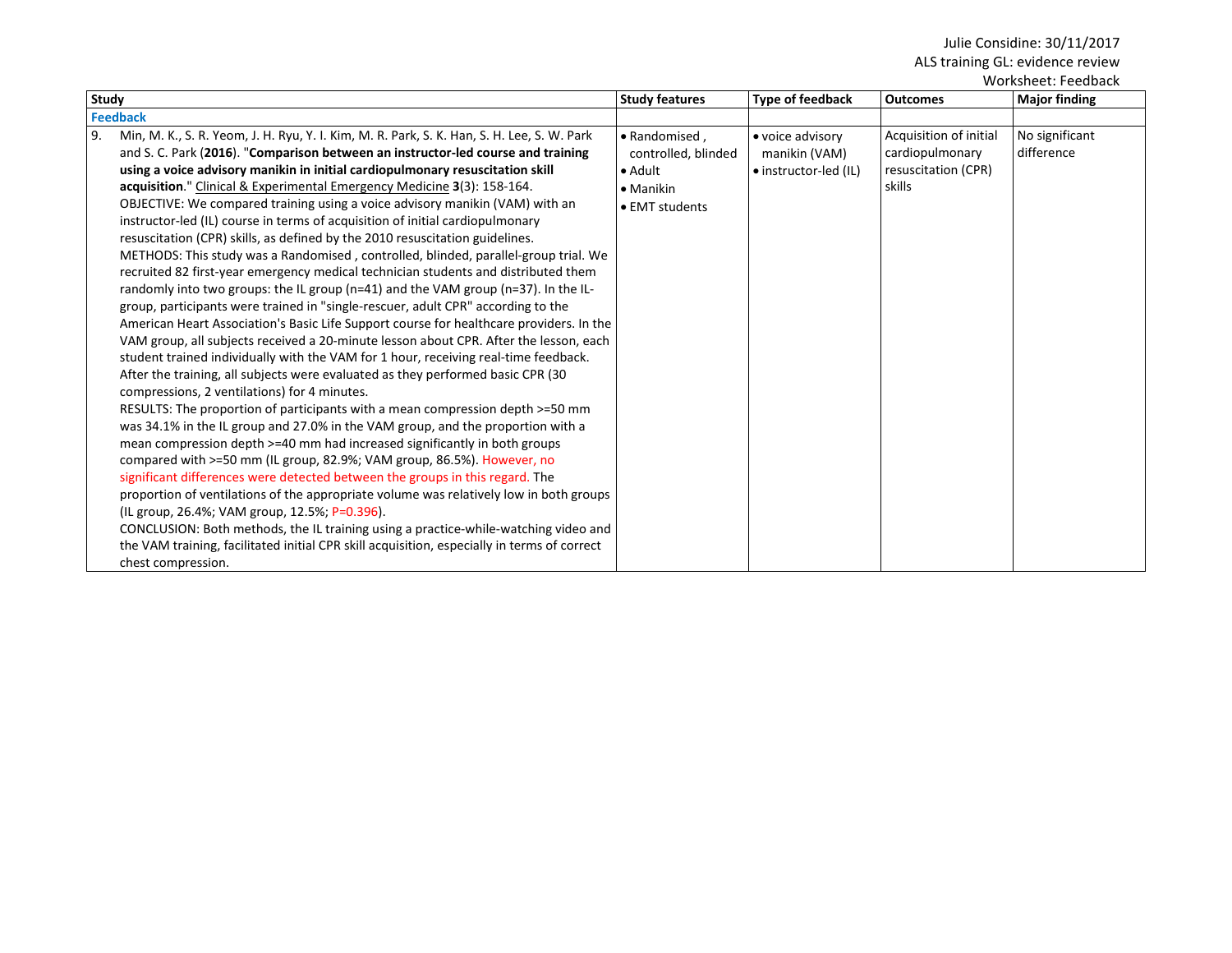| Study | Study features | Type of feedback | Outcomes | Major finding |
|---|---|---|---|---|
| **Feedback** | | | | |
| 9. Min, M. K., S. R. Yeom, J. H. Ryu, Y. I. Kim, M. R. Park, S. K. Han, S. H. Lee, S. W. Park and S. C. Park (**2016**). "**Comparison between an instructor-led course and training using a voice advisory manikin in initial cardiopulmonary resuscitation skill acquisition**." Clinical & Experimental Emergency Medicine **3**(3): 158-164. OBJECTIVE: We compared training using a voice advisory manikin (VAM) with an instructor-led (IL) course in terms of acquisition of initial cardiopulmonary resuscitation (CPR) skills, as defined by the 2010 resuscitation guidelines. METHODS: This study was a Randomised , controlled, blinded, parallel-group trial. We recruited 82 first-year emergency medical technician students and distributed them randomly into two groups: the IL group (n=41) and the VAM group (n=37). In the IL-group, participants were trained in "single-rescuer, adult CPR" according to the American Heart Association's Basic Life Support course for healthcare providers. In the VAM group, all subjects received a 20-minute lesson about CPR. After the lesson, each student trained individually with the VAM for 1 hour, receiving real-time feedback. After the training, all subjects were evaluated as they performed basic CPR (30 compressions, 2 ventilations) for 4 minutes. RESULTS: The proportion of participants with a mean compression depth >=50 mm was 34.1% in the IL group and 27.0% in the VAM group, and the proportion with a mean compression depth >=40 mm had increased significantly in both groups compared with >=50 mm (IL group, 82.9%; VAM group, 86.5%). However, no significant differences were detected between the groups in this regard. The proportion of ventilations of the appropriate volume was relatively low in both groups (IL group, 26.4%; VAM group, 12.5%; P=0.396). CONCLUSION: Both methods, the IL training using a practice-while-watching video and the VAM training, facilitated initial CPR skill acquisition, especially in terms of correct chest compression. | • Randomised , controlled, blinded<br>• Adult<br>• Manikin<br>• EMT students | • voice advisory manikin (VAM)<br>• instructor-led (IL) | Acquisition of initial cardiopulmonary resuscitation (CPR) skills | No significant difference |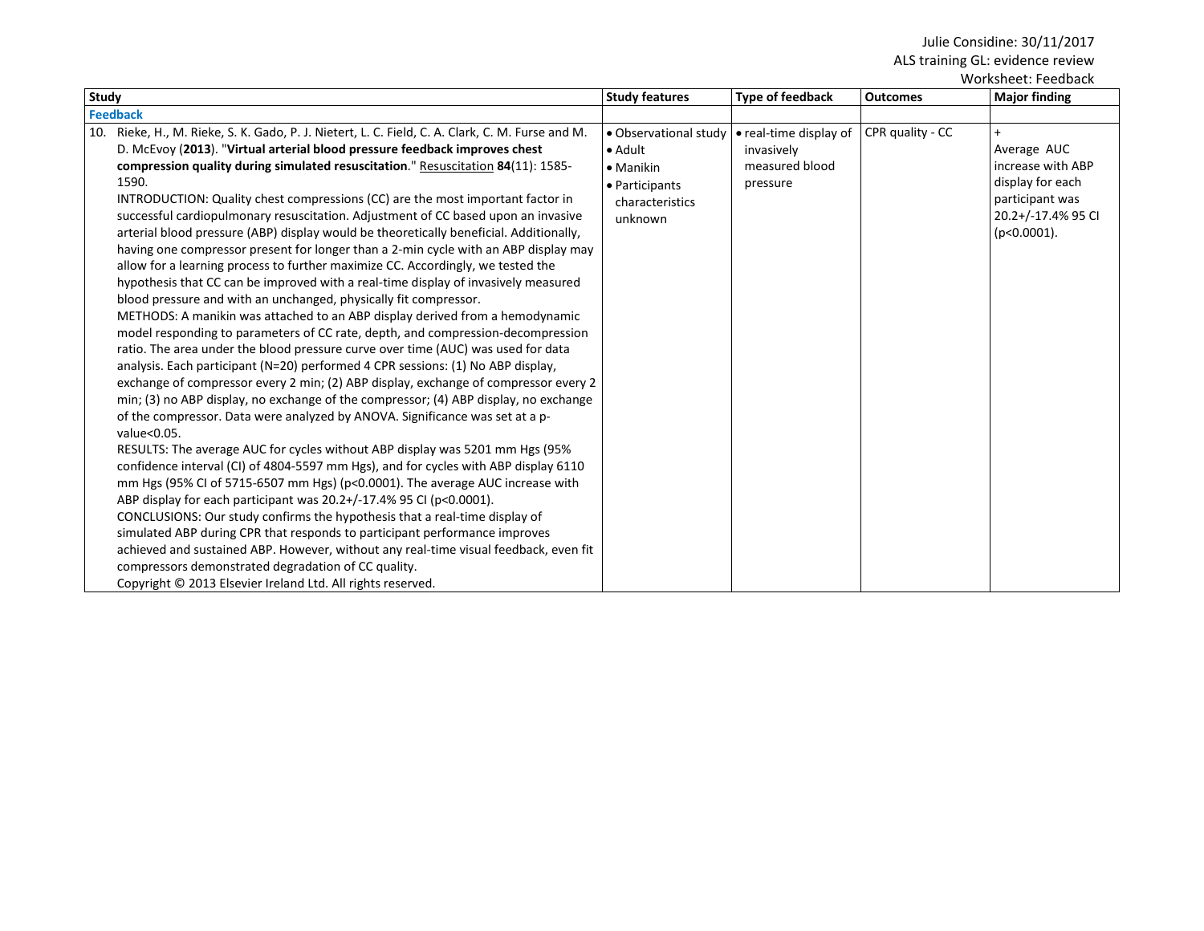| Study | Study features | Type of feedback | Outcomes | Major finding |
|---|---|---|---|---|
| **Feedback** | | | | |
| 10. Rieke, H., M. Rieke, S. K. Gado, P. J. Nietert, L. C. Field, C. A. Clark, C. M. Furse and M. D. McEvoy (**2013**). "**Virtual arterial blood pressure feedback improves chest compression quality during simulated resuscitation**." Resuscitation **84**(11): 1585-1590.<br>INTRODUCTION: Quality chest compressions (CC) are the most important factor in successful cardiopulmonary resuscitation. Adjustment of CC based upon an invasive arterial blood pressure (ABP) display would be theoretically beneficial. Additionally, having one compressor present for longer than a 2-min cycle with an ABP display may allow for a learning process to further maximize CC. Accordingly, we tested the hypothesis that CC can be improved with a real-time display of invasively measured blood pressure and with an unchanged, physically fit compressor.<br>METHODS: A manikin was attached to an ABP display derived from a hemodynamic model responding to parameters of CC rate, depth, and compression-decompression ratio. The area under the blood pressure curve over time (AUC) was used for data analysis. Each participant (N=20) performed 4 CPR sessions: (1) No ABP display, exchange of compressor every 2 min; (2) ABP display, exchange of compressor every 2 min; (3) no ABP display, no exchange of the compressor; (4) ABP display, no exchange of the compressor. Data were analyzed by ANOVA. Significance was set at a p-value<0.05.<br>RESULTS: The average AUC for cycles without ABP display was 5201 mm Hgs (95% confidence interval (CI) of 4804-5597 mm Hgs), and for cycles with ABP display 6110 mm Hgs (95% CI of 5715-6507 mm Hgs) (p<0.0001). The average AUC increase with ABP display for each participant was 20.2+/-17.4% 95 CI (p<0.0001).<br>CONCLUSIONS: Our study confirms the hypothesis that a real-time display of simulated ABP during CPR that responds to participant performance improves achieved and sustained ABP. However, without any real-time visual feedback, even fit compressors demonstrated degradation of CC quality.<br>Copyright © 2013 Elsevier Ireland Ltd. All rights reserved. | • Observational study<br>• Adult<br>• Manikin<br>• Participants characteristics unknown | • real-time display of invasively measured blood pressure | CPR quality - CC | +<br>Average AUC increase with ABP display for each participant was 20.2+/-17.4% 95 CI (p<0.0001). |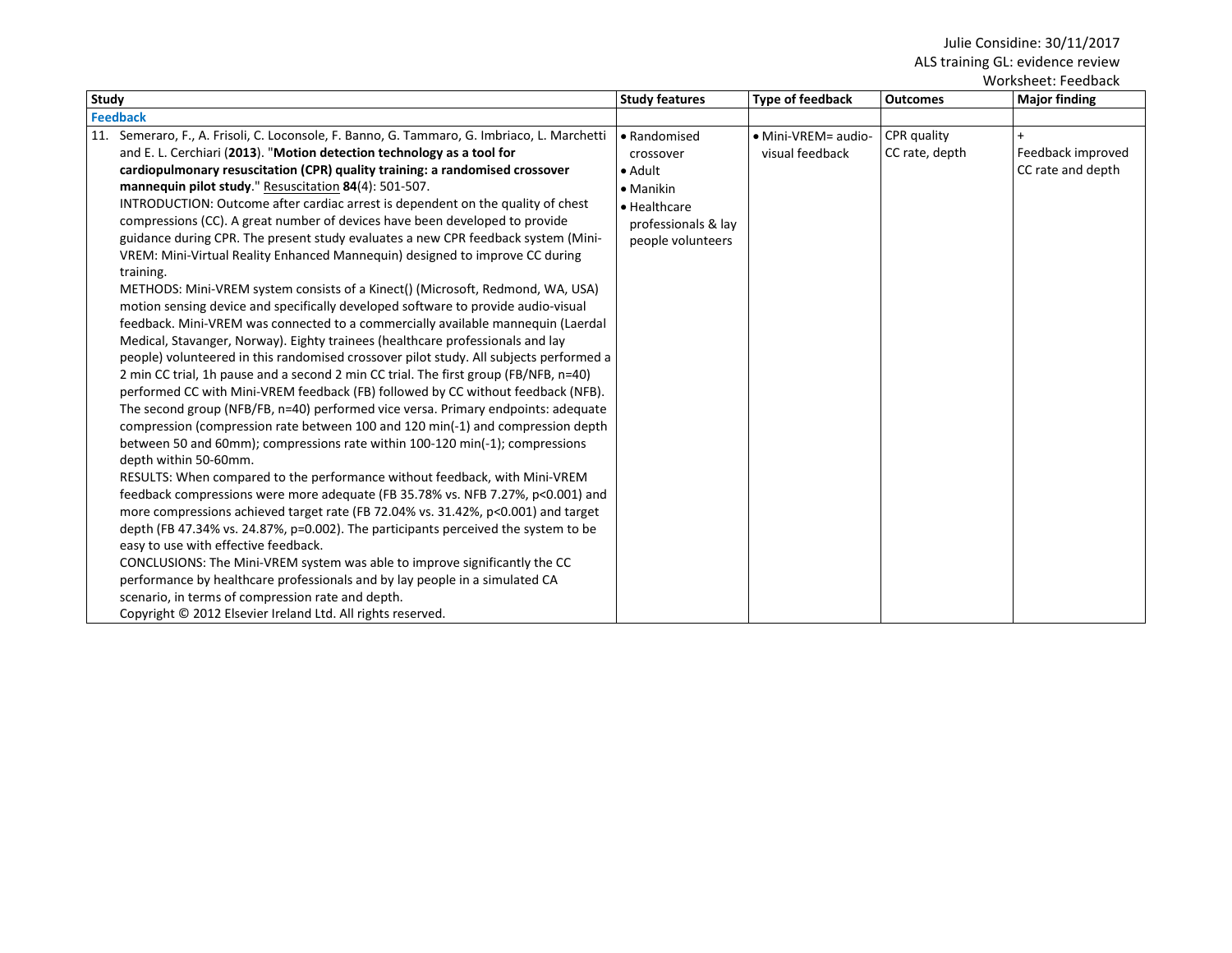| Study | Study features | Type of feedback | Outcomes | Major finding |
|---|---|---|---|---|
| **Feedback** | | | | |
| 11. Semeraro, F., A. Frisoli, C. Loconsole, F. Banno, G. Tammaro, G. Imbriaco, L. Marchetti and E. L. Cerchiari (**2013**). "**Motion detection technology as a tool for cardiopulmonary resuscitation (CPR) quality training: a randomised crossover mannequin pilot study**." Resuscitation **84**(4): 501-507. <br>INTRODUCTION: Outcome after cardiac arrest is dependent on the quality of chest compressions (CC). A great number of devices have been developed to provide guidance during CPR. The present study evaluates a new CPR feedback system (Mini-VREM: Mini-Virtual Reality Enhanced Mannequin) designed to improve CC during training. <br>METHODS: Mini-VREM system consists of a Kinect() (Microsoft, Redmond, WA, USA) motion sensing device and specifically developed software to provide audio-visual feedback. Mini-VREM was connected to a commercially available mannequin (Laerdal Medical, Stavanger, Norway). Eighty trainees (healthcare professionals and lay people) volunteered in this randomised crossover pilot study. All subjects performed a 2 min CC trial, 1h pause and a second 2 min CC trial. The first group (FB/NFB, n=40) performed CC with Mini-VREM feedback (FB) followed by CC without feedback (NFB). The second group (NFB/FB, n=40) performed vice versa. Primary endpoints: adequate compression (compression rate between 100 and 120 min(-1) and compression depth between 50 and 60mm); compressions rate within 100-120 min(-1); compressions depth within 50-60mm. <br>RESULTS: When compared to the performance without feedback, with Mini-VREM feedback compressions were more adequate (FB 35.78% vs. NFB 7.27%, p<0.001) and more compressions achieved target rate (FB 72.04% vs. 31.42%, p<0.001) and target depth (FB 47.34% vs. 24.87%, p=0.002). The participants perceived the system to be easy to use with effective feedback. <br>CONCLUSIONS: The Mini-VREM system was able to improve significantly the CC performance by healthcare professionals and by lay people in a simulated CA scenario, in terms of compression rate and depth. <br>Copyright © 2012 Elsevier Ireland Ltd. All rights reserved. | • Randomised crossover <br>• Adult <br>• Manikin <br>• Healthcare professionals & lay people volunteers | • Mini-VREM= audio-visual feedback | CPR quality <br>CC rate, depth | + <br>Feedback improved CC rate and depth |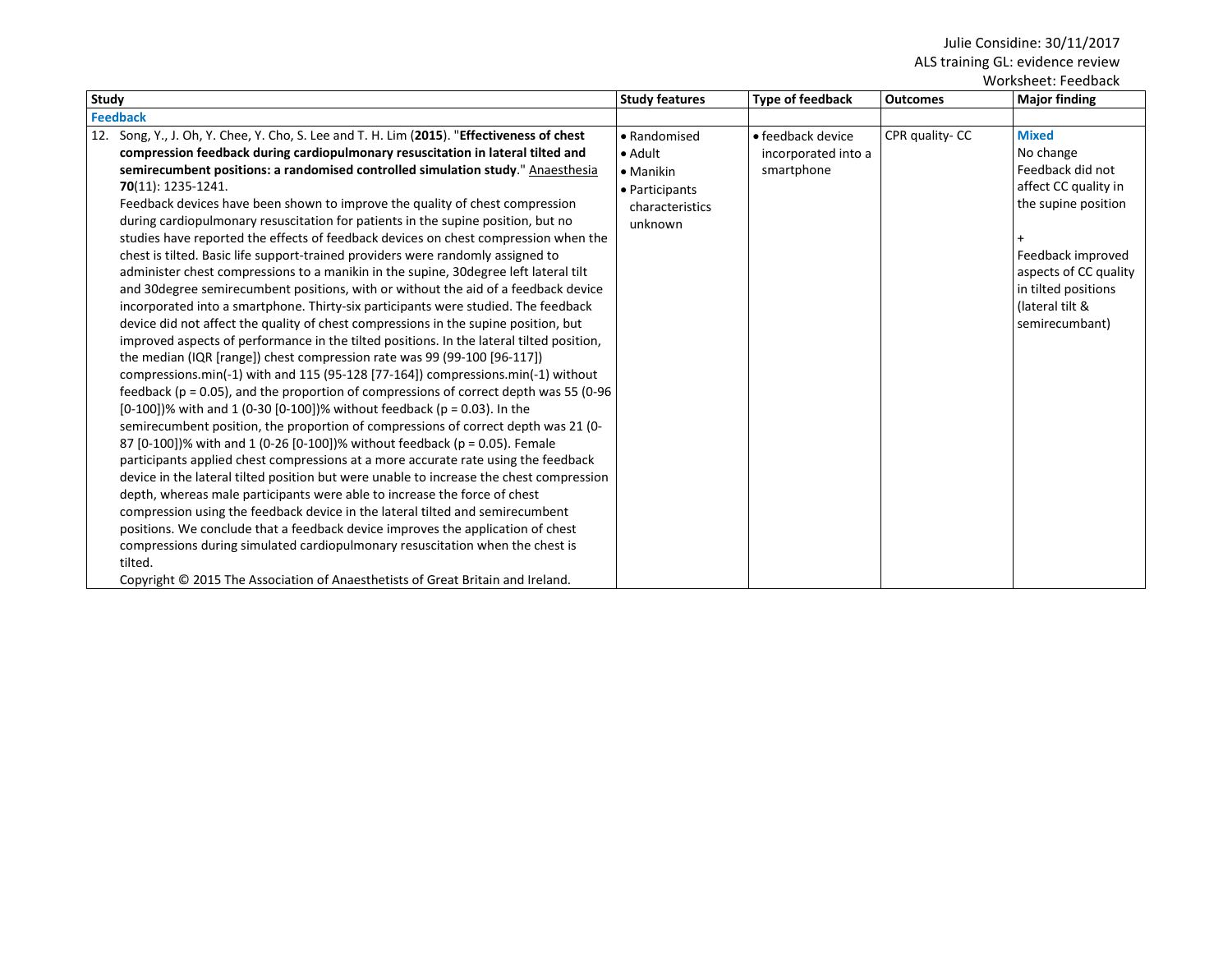| Study | Study features | Type of feedback | Outcomes | Major finding |
|---|---|---|---|---|
| **Feedback** | | | | |
| 12. Song, Y., J. Oh, Y. Chee, Y. Cho, S. Lee and T. H. Lim (**2015**). "**Effectiveness of chest compression feedback during cardiopulmonary resuscitation in lateral tilted and semirecumbent positions: a randomised controlled simulation study**." Anaesthesia **70**(11): 1235-1241. Feedback devices have been shown to improve the quality of chest compression during cardiopulmonary resuscitation for patients in the supine position, but no studies have reported the effects of feedback devices on chest compression when the chest is tilted. Basic life support-trained providers were randomly assigned to administer chest compressions to a manikin in the supine, 30degree left lateral tilt and 30degree semirecumbent positions, with or without the aid of a feedback device incorporated into a smartphone. Thirty-six participants were studied. The feedback device did not affect the quality of chest compressions in the supine position, but improved aspects of performance in the tilted positions. In the lateral tilted position, the median (IQR [range]) chest compression rate was 99 (99-100 [96-117]) compressions.min(-1) with and 115 (95-128 [77-164]) compressions.min(-1) without feedback ($p = 0.05$), and the proportion of compressions of correct depth was 55 (0-96 [0-100])% with and 1 (0-30 [0-100])% without feedback ($p = 0.03$). In the semirecumbent position, the proportion of compressions of correct depth was 21 (0-87 [0-100])% with and 1 (0-26 [0-100])% without feedback ($p = 0.05$). Female participants applied chest compressions at a more accurate rate using the feedback device in the lateral tilted position but were unable to increase the chest compression depth, whereas male participants were able to increase the force of chest compression using the feedback device in the lateral tilted and semirecumbent positions. We conclude that a feedback device improves the application of chest compressions during simulated cardiopulmonary resuscitation when the chest is tilted. Copyright © 2015 The Association of Anaesthetists of Great Britain and Ireland. | • Randomised<br>• Adult<br>• Manikin<br>• Participants characteristics unknown | • feedback device incorporated into a smartphone | CPR quality- CC | **Mixed**<br>No change<br>Feedback did not affect CC quality in the supine position<br><br>+<br>Feedback improved aspects of CC quality in tilted positions (lateral tilt & semirecumbant) |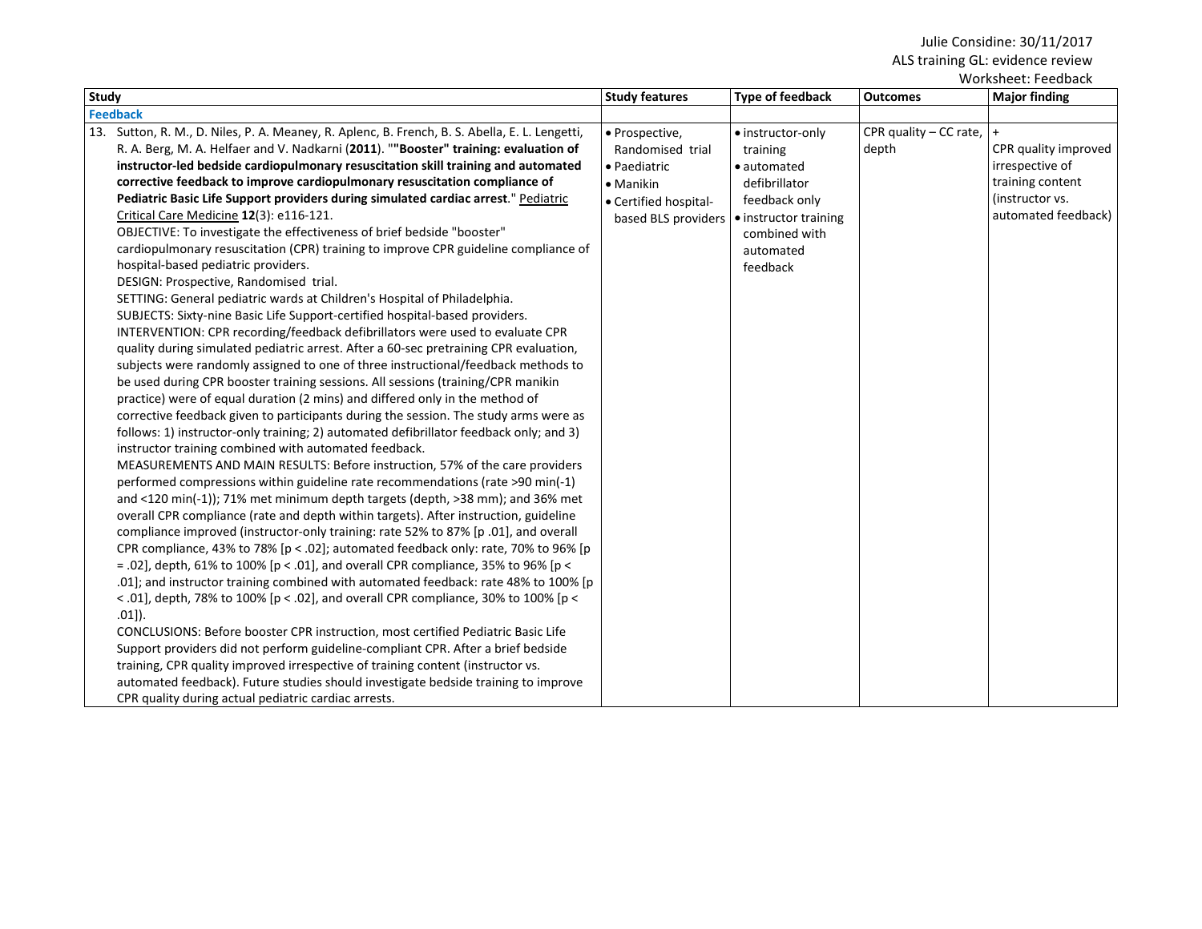| Study | Study features | Type of feedback | Outcomes | Major finding |
|---|---|---|---|---|
| **Feedback** | | | | |
| 13. Sutton, R. M., D. Niles, P. A. Meaney, R. Aplenc, B. French, B. S. Abella, E. L. Lengetti, R. A. Berg, M. A. Helfaer and V. Nadkarni (**2011**). "**"Booster" training: evaluation of instructor-led bedside cardiopulmonary resuscitation skill training and automated corrective feedback to improve cardiopulmonary resuscitation compliance of Pediatric Basic Life Support providers during simulated cardiac arrest**." Pediatric Critical Care Medicine **12**(3): e116-121.<br>OBJECTIVE: To investigate the effectiveness of brief bedside "booster" cardiopulmonary resuscitation (CPR) training to improve CPR guideline compliance of hospital-based pediatric providers.<br>DESIGN: Prospective, Randomised trial.<br>SETTING: General pediatric wards at Children's Hospital of Philadelphia.<br>SUBJECTS: Sixty-nine Basic Life Support-certified hospital-based providers.<br>INTERVENTION: CPR recording/feedback defibrillators were used to evaluate CPR quality during simulated pediatric arrest. After a 60-sec pretraining CPR evaluation, subjects were randomly assigned to one of three instructional/feedback methods to be used during CPR booster training sessions. All sessions (training/CPR manikin practice) were of equal duration (2 mins) and differed only in the method of corrective feedback given to participants during the session. The study arms were as follows: 1) instructor-only training; 2) automated defibrillator feedback only; and 3) instructor training combined with automated feedback.<br>MEASUREMENTS AND MAIN RESULTS: Before instruction, 57% of the care providers performed compressions within guideline rate recommendations (rate >90 min(-1) and <120 min(-1)); 71% met minimum depth targets (depth, >38 mm); and 36% met overall CPR compliance (rate and depth within targets). After instruction, guideline compliance improved (instructor-only training: rate 52% to 87% [p .01], and overall CPR compliance, 43% to 78% [p < .02]; automated feedback only: rate, 70% to 96% [p = .02], depth, 61% to 100% [p < .01], and overall CPR compliance, 35% to 96% [p < .01]; and instructor training combined with automated feedback: rate 48% to 100% [p < .01], depth, 78% to 100% [p < .02], and overall CPR compliance, 30% to 100% [p < .01]).<br>CONCLUSIONS: Before booster CPR instruction, most certified Pediatric Basic Life Support providers did not perform guideline-compliant CPR. After a brief bedside training, CPR quality improved irrespective of training content (instructor vs. automated feedback). Future studies should investigate bedside training to improve CPR quality during actual pediatric cardiac arrests. | • Prospective, Randomised trial<br>• Paediatric<br>• Manikin<br>• Certified hospital-based BLS providers | • instructor-only training<br>• automated defibrillator feedback only<br>• instructor training combined with automated feedback | CPR quality – CC rate, depth | +<br>CPR quality improved irrespective of training content (instructor vs. automated feedback) |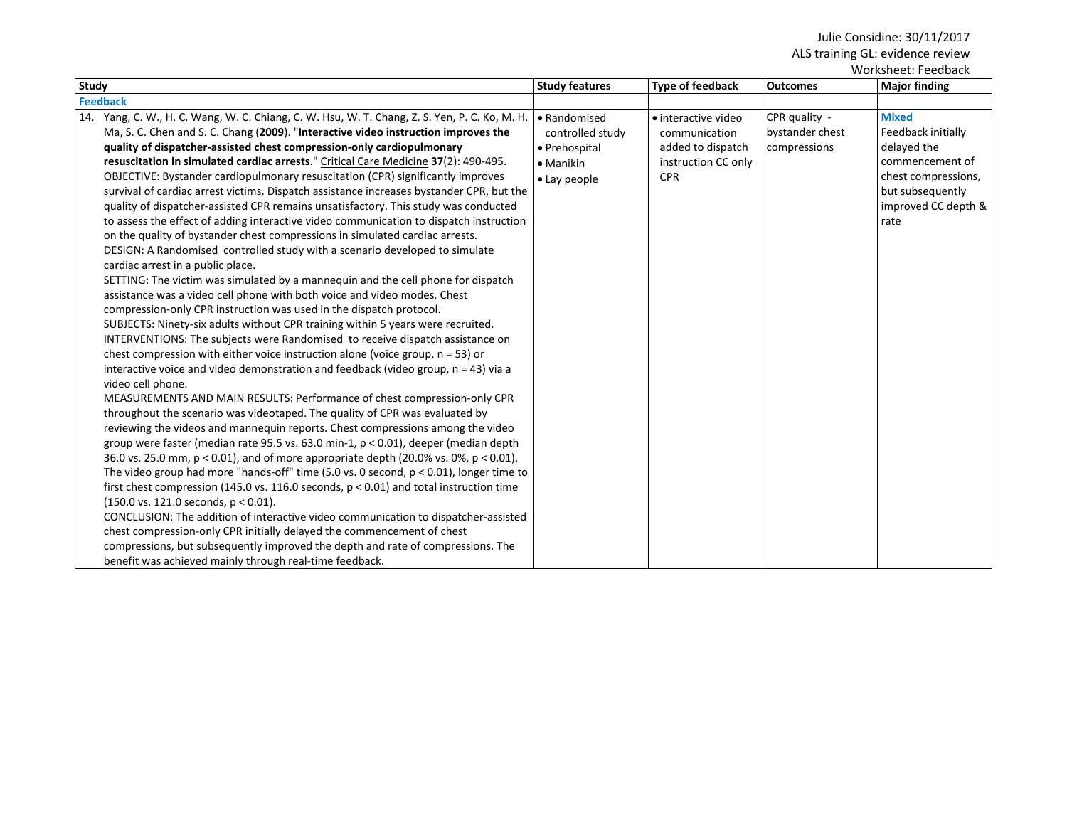| Study | Study features | Type of feedback | Outcomes | Major finding |
|---|---|---|---|---|
| **Feedback** | | | | |
| 14. Yang, C. W., H. C. Wang, W. C. Chiang, C. W. Hsu, W. T. Chang, Z. S. Yen, P. C. Ko, M. H. Ma, S. C. Chen and S. C. Chang (**2009**). "**Interactive video instruction improves the quality of dispatcher-assisted chest compression-only cardiopulmonary resuscitation in simulated cardiac arrests**." Critical Care Medicine **37**(2): 490-495.<br>OBJECTIVE: Bystander cardiopulmonary resuscitation (CPR) significantly improves survival of cardiac arrest victims. Dispatch assistance increases bystander CPR, but the quality of dispatcher-assisted CPR remains unsatisfactory. This study was conducted to assess the effect of adding interactive video communication to dispatch instruction on the quality of bystander chest compressions in simulated cardiac arrests.<br>DESIGN: A Randomised controlled study with a scenario developed to simulate cardiac arrest in a public place.<br>SETTING: The victim was simulated by a mannequin and the cell phone for dispatch assistance was a video cell phone with both voice and video modes. Chest compression-only CPR instruction was used in the dispatch protocol.<br>SUBJECTS: Ninety-six adults without CPR training within 5 years were recruited.<br>INTERVENTIONS: The subjects were Randomised to receive dispatch assistance on chest compression with either voice instruction alone (voice group, n = 53) or interactive voice and video demonstration and feedback (video group, n = 43) via a video cell phone.<br>MEASUREMENTS AND MAIN RESULTS: Performance of chest compression-only CPR throughout the scenario was videotaped. The quality of CPR was evaluated by reviewing the videos and mannequin reports. Chest compressions among the video group were faster (median rate 95.5 vs. 63.0 min-1, $p < 0.01$), deeper (median depth 36.0 vs. 25.0 mm, $p < 0.01$), and of more appropriate depth (20.0% vs. 0%, $p < 0.01$). The video group had more "hands-off" time (5.0 vs. 0 second, $p < 0.01$), longer time to first chest compression (145.0 vs. 116.0 seconds, $p < 0.01$) and total instruction time (150.0 vs. 121.0 seconds, $p < 0.01$).<br>CONCLUSION: The addition of interactive video communication to dispatcher-assisted chest compression-only CPR initially delayed the commencement of chest compressions, but subsequently improved the depth and rate of compressions. The benefit was achieved mainly through real-time feedback. | • Randomised controlled study<br>• Prehospital<br>• Manikin<br>• Lay people | • interactive video communication added to dispatch instruction CC only CPR | CPR quality - bystander chest compressions | **Mixed**<br>Feedback initially delayed the commencement of chest compressions, but subsequently improved CC depth & rate |